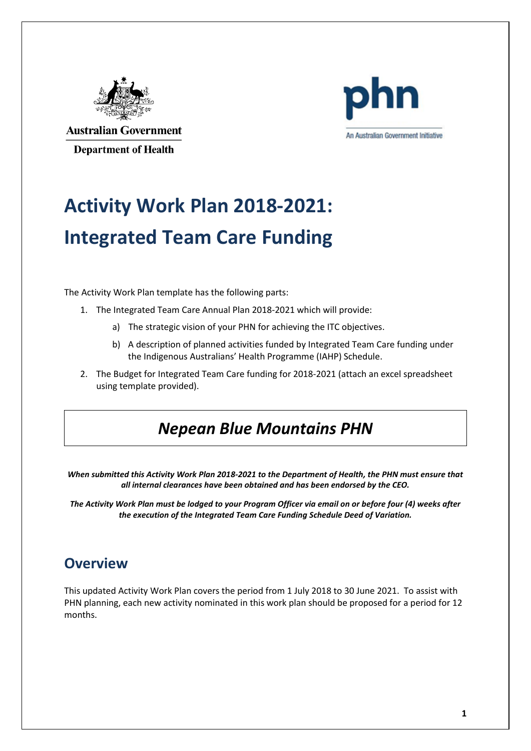Australian Government

Department of Health

phn

An Australian Government Initiative

# Activity Work Plan 2018-2021: Integrated Team Care Funding

The Activity Work Plan template has the following parts:

1. The Integrated Team Care Annual Plan 2018-2021 which will provide:
    a) The strategic vision of your PHN for achieving the ITC objectives.
    b) A description of planned activities funded by Integrated Team Care funding under the Indigenous Australians' Health Programme (IAHP) Schedule.
2. The Budget for Integrated Team Care funding for 2018-2021 (attach an excel spreadsheet using template provided).

## *Nepean Blue Mountains PHN*

***When submitted this Activity Work Plan 2018-2021 to the Department of Health, the PHN must ensure that all internal clearances have been obtained and has been endorsed by the CEO.***

***The Activity Work Plan must be lodged to your Program Officer via email on or before four (4) weeks after the execution of the Integrated Team Care Funding Schedule Deed of Variation.***

## Overview

This updated Activity Work Plan covers the period from 1 July 2018 to 30 June 2021. To assist with PHN planning, each new activity nominated in this work plan should be proposed for a period for 12 months.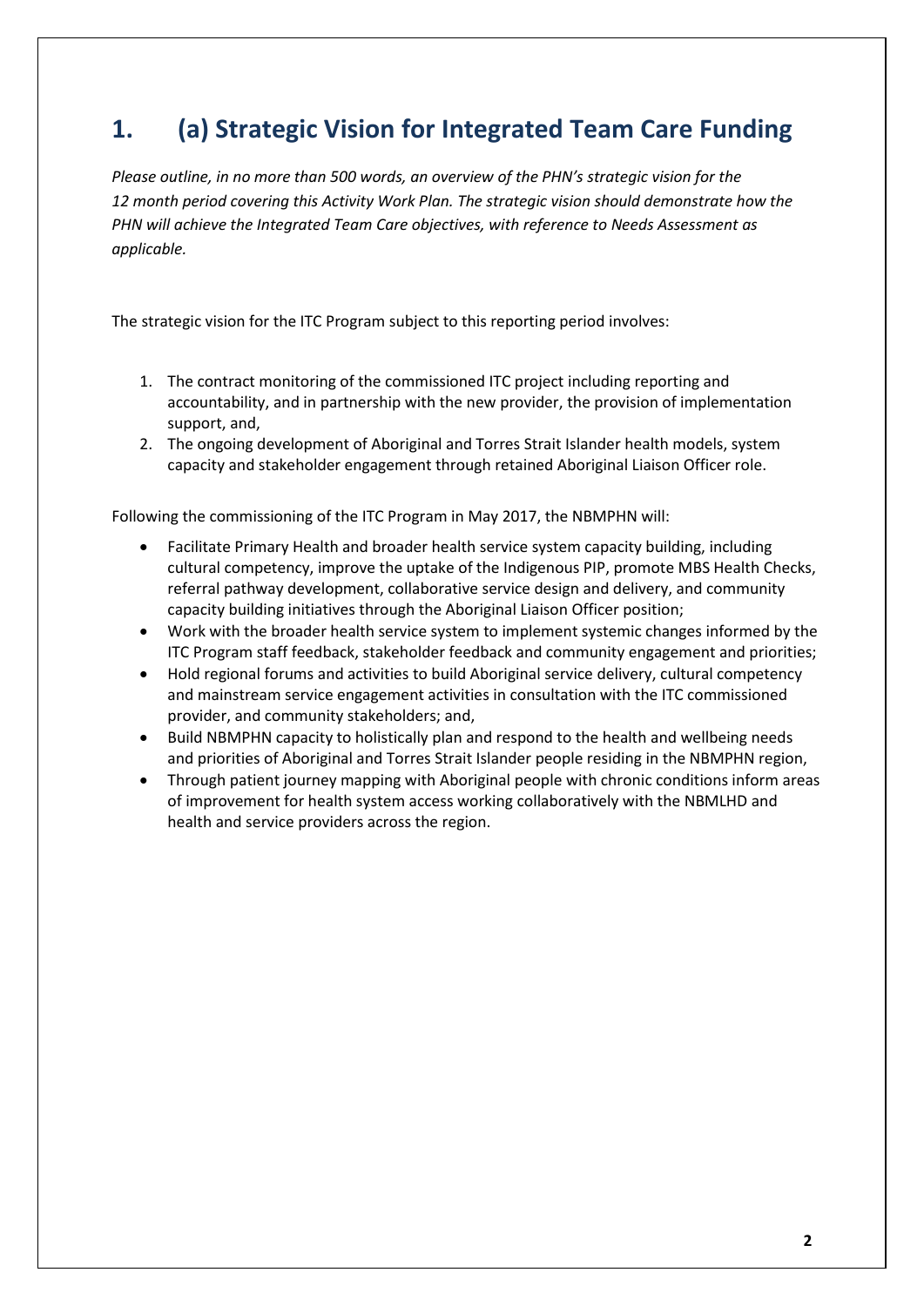# 1. (a) Strategic Vision for Integrated Team Care Funding

*Please outline, in no more than 500 words, an overview of the PHN's strategic vision for the 12 month period covering this Activity Work Plan. The strategic vision should demonstrate how the PHN will achieve the Integrated Team Care objectives, with reference to Needs Assessment as applicable.*

The strategic vision for the ITC Program subject to this reporting period involves:

1. The contract monitoring of the commissioned ITC project including reporting and accountability, and in partnership with the new provider, the provision of implementation support, and,
2. The ongoing development of Aboriginal and Torres Strait Islander health models, system capacity and stakeholder engagement through retained Aboriginal Liaison Officer role.

Following the commissioning of the ITC Program in May 2017, the NBMPHN will:

- Facilitate Primary Health and broader health service system capacity building, including cultural competency, improve the uptake of the Indigenous PIP, promote MBS Health Checks, referral pathway development, collaborative service design and delivery, and community capacity building initiatives through the Aboriginal Liaison Officer position;
- Work with the broader health service system to implement systemic changes informed by the ITC Program staff feedback, stakeholder feedback and community engagement and priorities;
- Hold regional forums and activities to build Aboriginal service delivery, cultural competency and mainstream service engagement activities in consultation with the ITC commissioned provider, and community stakeholders; and,
- Build NBMPHN capacity to holistically plan and respond to the health and wellbeing needs and priorities of Aboriginal and Torres Strait Islander people residing in the NBMPHN region,
- Through patient journey mapping with Aboriginal people with chronic conditions inform areas of improvement for health system access working collaboratively with the NBMLHD and health and service providers across the region.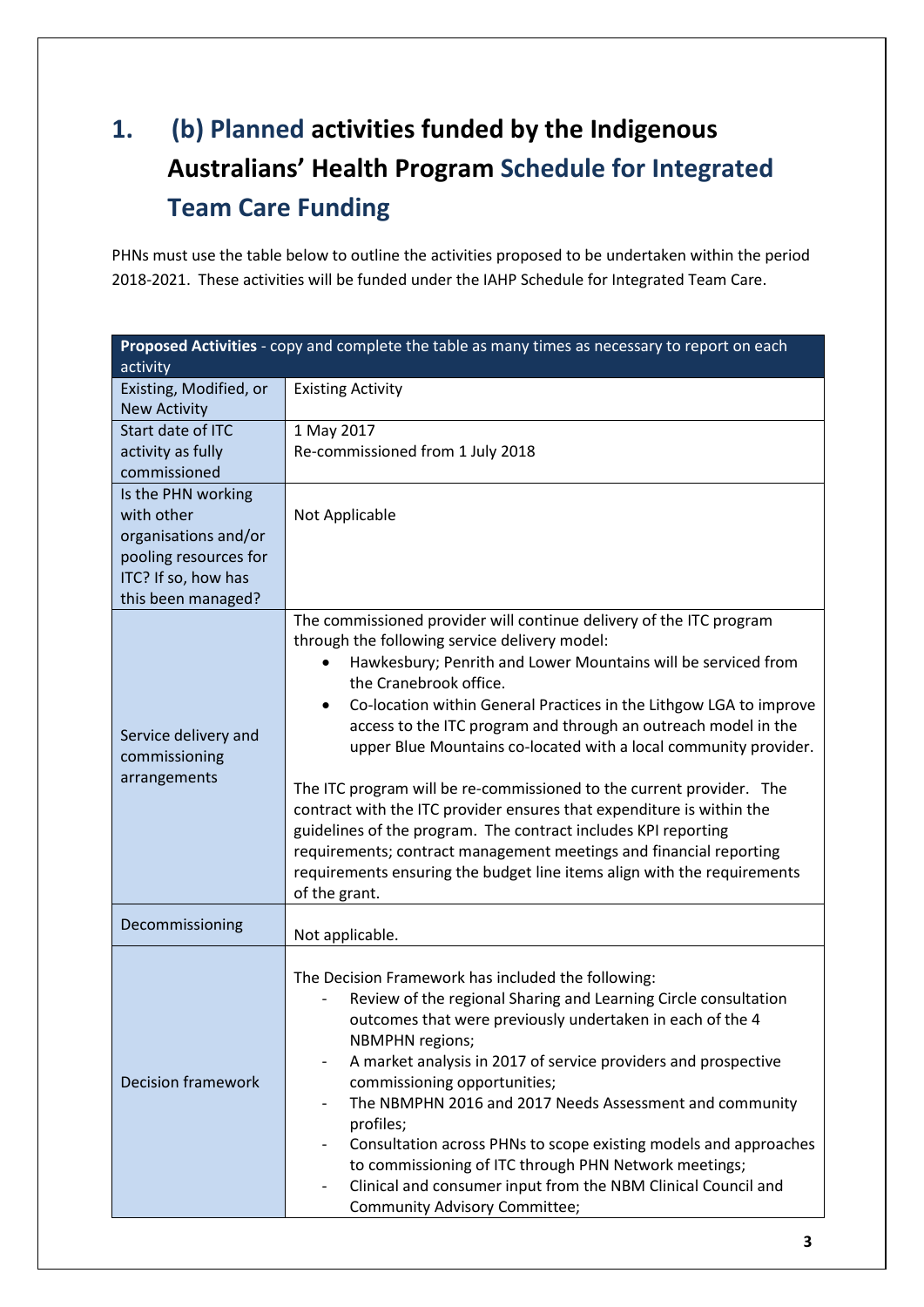# 1. (b) Planned activities funded by the Indigenous Australians' Health Program Schedule for Integrated Team Care Funding

PHNs must use the table below to outline the activities proposed to be undertaken within the period 2018-2021. These activities will be funded under the IAHP Schedule for Integrated Team Care.

| **Proposed Activities** - copy and complete the table as many times as necessary to report on each activity | |
|---|---|
| Existing, Modified, or New Activity | Existing Activity |
| Start date of ITC activity as fully commissioned | 1 May 2017<br>Re-commissioned from 1 July 2018 |
| Is the PHN working with other organisations and/or pooling resources for ITC? If so, how has this been managed? | Not Applicable |
| Service delivery and commissioning arrangements | The commissioned provider will continue delivery of the ITC program through the following service delivery model:<br>• Hawkesbury; Penrith and Lower Mountains will be serviced from the Cranebrook office.<br>• Co-location within General Practices in the Lithgow LGA to improve access to the ITC program and through an outreach model in the upper Blue Mountains co-located with a local community provider.<br><br>The ITC program will be re-commissioned to the current provider. The contract with the ITC provider ensures that expenditure is within the guidelines of the program. The contract includes KPI reporting requirements; contract management meetings and financial reporting requirements ensuring the budget line items align with the requirements of the grant. |
| Decommissioning | Not applicable. |
| Decision framework | The Decision Framework has included the following:<br>- Review of the regional Sharing and Learning Circle consultation outcomes that were previously undertaken in each of the 4 NBMPHN regions;<br>- A market analysis in 2017 of service providers and prospective commissioning opportunities;<br>- The NBMPHN 2016 and 2017 Needs Assessment and community profiles;<br>- Consultation across PHNs to scope existing models and approaches to commissioning of ITC through PHN Network meetings;<br>- Clinical and consumer input from the NBM Clinical Council and Community Advisory Committee; |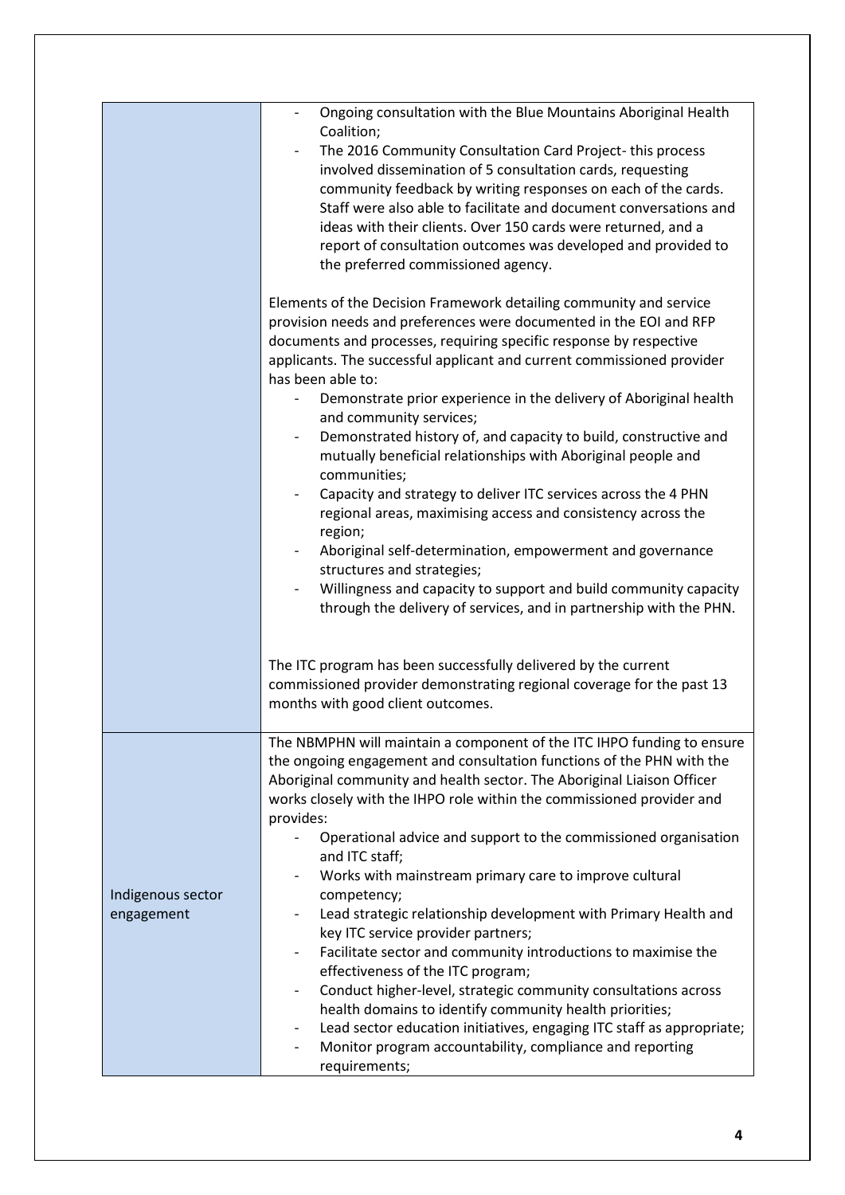| | |
|---|---|
| | - Ongoing consultation with the Blue Mountains Aboriginal Health Coalition;<br>- The 2016 Community Consultation Card Project- this process involved dissemination of 5 consultation cards, requesting community feedback by writing responses on each of the cards. Staff were also able to facilitate and document conversations and ideas with their clients. Over 150 cards were returned, and a report of consultation outcomes was developed and provided to the preferred commissioned agency.<br><br>Elements of the Decision Framework detailing community and service provision needs and preferences were documented in the EOI and RFP documents and processes, requiring specific response by respective applicants. The successful applicant and current commissioned provider has been able to:<br>- Demonstrate prior experience in the delivery of Aboriginal health and community services;<br>- Demonstrated history of, and capacity to build, constructive and mutually beneficial relationships with Aboriginal people and communities;<br>- Capacity and strategy to deliver ITC services across the 4 PHN regional areas, maximising access and consistency across the region;<br>- Aboriginal self-determination, empowerment and governance structures and strategies;<br>- Willingness and capacity to support and build community capacity through the delivery of services, and in partnership with the PHN.<br><br>The ITC program has been successfully delivered by the current commissioned provider demonstrating regional coverage for the past 13 months with good client outcomes. |
| Indigenous sector engagement | The NBMPHN will maintain a component of the ITC IHPO funding to ensure the ongoing engagement and consultation functions of the PHN with the Aboriginal community and health sector. The Aboriginal Liaison Officer works closely with the IHPO role within the commissioned provider and provides:<br>- Operational advice and support to the commissioned organisation and ITC staff;<br>- Works with mainstream primary care to improve cultural competency;<br>- Lead strategic relationship development with Primary Health and key ITC service provider partners;<br>- Facilitate sector and community introductions to maximise the effectiveness of the ITC program;<br>- Conduct higher-level, strategic community consultations across health domains to identify community health priorities;<br>- Lead sector education initiatives, engaging ITC staff as appropriate;<br>- Monitor program accountability, compliance and reporting requirements; |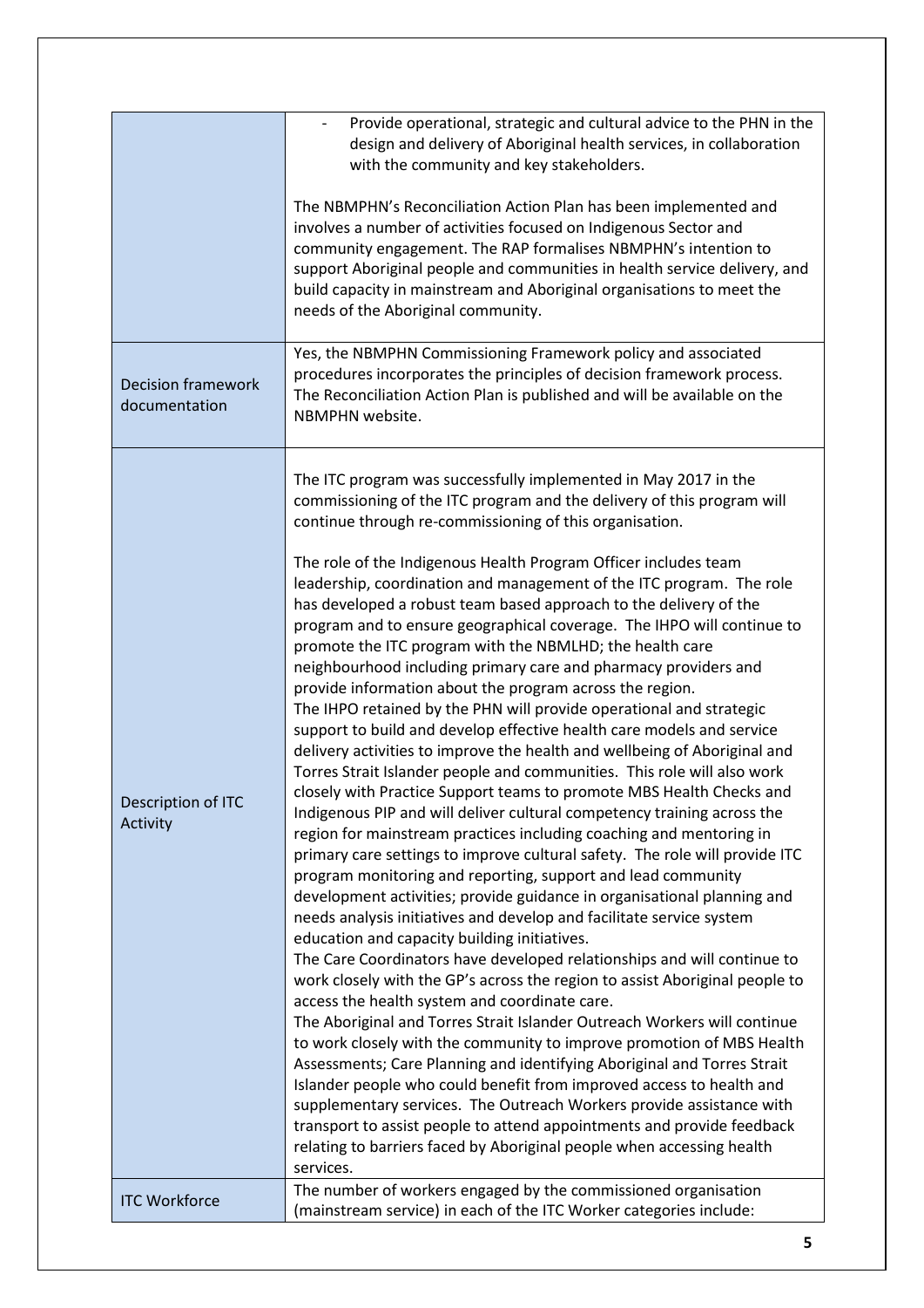| | |
|---|---|
| | - Provide operational, strategic and cultural advice to the PHN in the design and delivery of Aboriginal health services, in collaboration with the community and key stakeholders.<br><br>The NBMPHN's Reconciliation Action Plan has been implemented and involves a number of activities focused on Indigenous Sector and community engagement. The RAP formalises NBMPHN's intention to support Aboriginal people and communities in health service delivery, and build capacity in mainstream and Aboriginal organisations to meet the needs of the Aboriginal community. |
| Decision framework documentation | Yes, the NBMPHN Commissioning Framework policy and associated procedures incorporates the principles of decision framework process. The Reconciliation Action Plan is published and will be available on the NBMPHN website. |
| Description of ITC Activity | The ITC program was successfully implemented in May 2017 in the commissioning of the ITC program and the delivery of this program will continue through re-commissioning of this organisation.<br><br>The role of the Indigenous Health Program Officer includes team leadership, coordination and management of the ITC program. The role has developed a robust team based approach to the delivery of the program and to ensure geographical coverage. The IHPO will continue to promote the ITC program with the NBMLHD; the health care neighbourhood including primary care and pharmacy providers and provide information about the program across the region.<br>The IHPO retained by the PHN will provide operational and strategic support to build and develop effective health care models and service delivery activities to improve the health and wellbeing of Aboriginal and Torres Strait Islander people and communities. This role will also work closely with Practice Support teams to promote MBS Health Checks and Indigenous PIP and will deliver cultural competency training across the region for mainstream practices including coaching and mentoring in primary care settings to improve cultural safety. The role will provide ITC program monitoring and reporting, support and lead community development activities; provide guidance in organisational planning and needs analysis initiatives and develop and facilitate service system education and capacity building initiatives.<br>The Care Coordinators have developed relationships and will continue to work closely with the GP's across the region to assist Aboriginal people to access the health system and coordinate care.<br>The Aboriginal and Torres Strait Islander Outreach Workers will continue to work closely with the community to improve promotion of MBS Health Assessments; Care Planning and identifying Aboriginal and Torres Strait Islander people who could benefit from improved access to health and supplementary services. The Outreach Workers provide assistance with transport to assist people to attend appointments and provide feedback relating to barriers faced by Aboriginal people when accessing health services. |
| ITC Workforce | The number of workers engaged by the commissioned organisation (mainstream service) in each of the ITC Worker categories include: |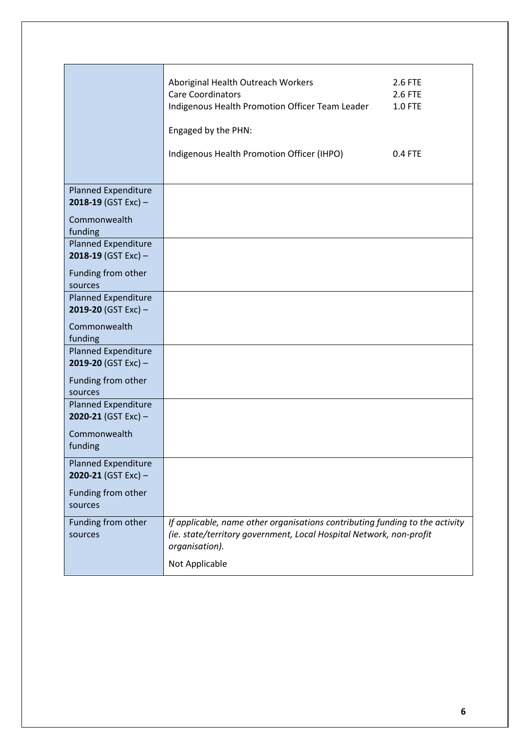| | |
|---|---|
| | Aboriginal Health Outreach Workers 2.6 FTE<br>Care Coordinators 2.6 FTE<br>Indigenous Health Promotion Officer Team Leader 1.0 FTE<br><br>Engaged by the PHN:<br><br>Indigenous Health Promotion Officer (IHPO) 0.4 FTE |
| Planned Expenditure **2018-19** (GST Exc) – Commonwealth funding | |
| Planned Expenditure **2018-19** (GST Exc) – Funding from other sources | |
| Planned Expenditure **2019-20** (GST Exc) – Commonwealth funding | |
| Planned Expenditure **2019-20** (GST Exc) – Funding from other sources | |
| Planned Expenditure **2020-21** (GST Exc) – Commonwealth funding | |
| Planned Expenditure **2020-21** (GST Exc) – Funding from other sources | |
| Funding from other sources | *If applicable, name other organisations contributing funding to the activity (ie. state/territory government, Local Hospital Network, non-profit organisation).*<br><br>Not Applicable |